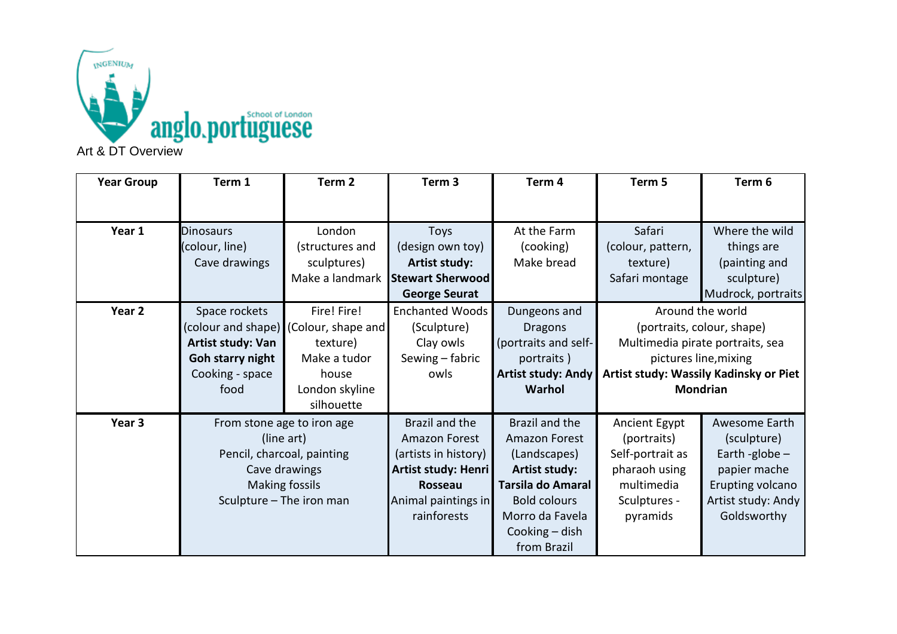Art & DT Overview

| Year Group | Term 1 | Term 2 | Term 3 | Term 4 | Term 5 | Term 6 |
|---|---|---|---|---|---|---|
| **Year 1** | Dinosaurs (colour, line) Cave drawings | London (structures and sculptures) Make a landmark | Toys (design own toy) **Artist study: Stewart Sherwood George Seurat** | At the Farm (cooking) Make bread | Safari (colour, pattern, texture) Safari montage | Where the wild things are (painting and sculpture) Mudrock, portraits |
| **Year 2** | Space rockets (colour and shape) **Artist study: Van Goh starry night** Cooking - space food | Fire! Fire! (Colour, shape and texture) Make a tudor house London skyline silhouette | Enchanted Woods (Sculpture) Clay owls Sewing – fabric owls | Dungeons and Dragons (portraits and self-portraits ) **Artist study: Andy Warhol** | Around the world (portraits, colour, shape) Multimedia pirate portraits, sea pictures line,mixing **Artist study: Wassily Kadinsky or Piet Mondrian** | |
| **Year 3** | From stone age to iron age (line art) Pencil, charcoal, painting Cave drawings Making fossils Sculpture – The iron man | | Brazil and the Amazon Forest (artists in history) **Artist study: Henri Rosseau** Animal paintings in rainforests | Brazil and the Amazon Forest (Landscapes) **Artist study: Tarsila do Amaral** Bold colours Morro da Favela Cooking – dish from Brazil | Ancient Egypt (portraits) Self-portrait as pharaoh using multimedia Sculptures - pyramids | Awesome Earth (sculpture) Earth -globe – papier mache Erupting volcano Artist study: Andy Goldsworthy |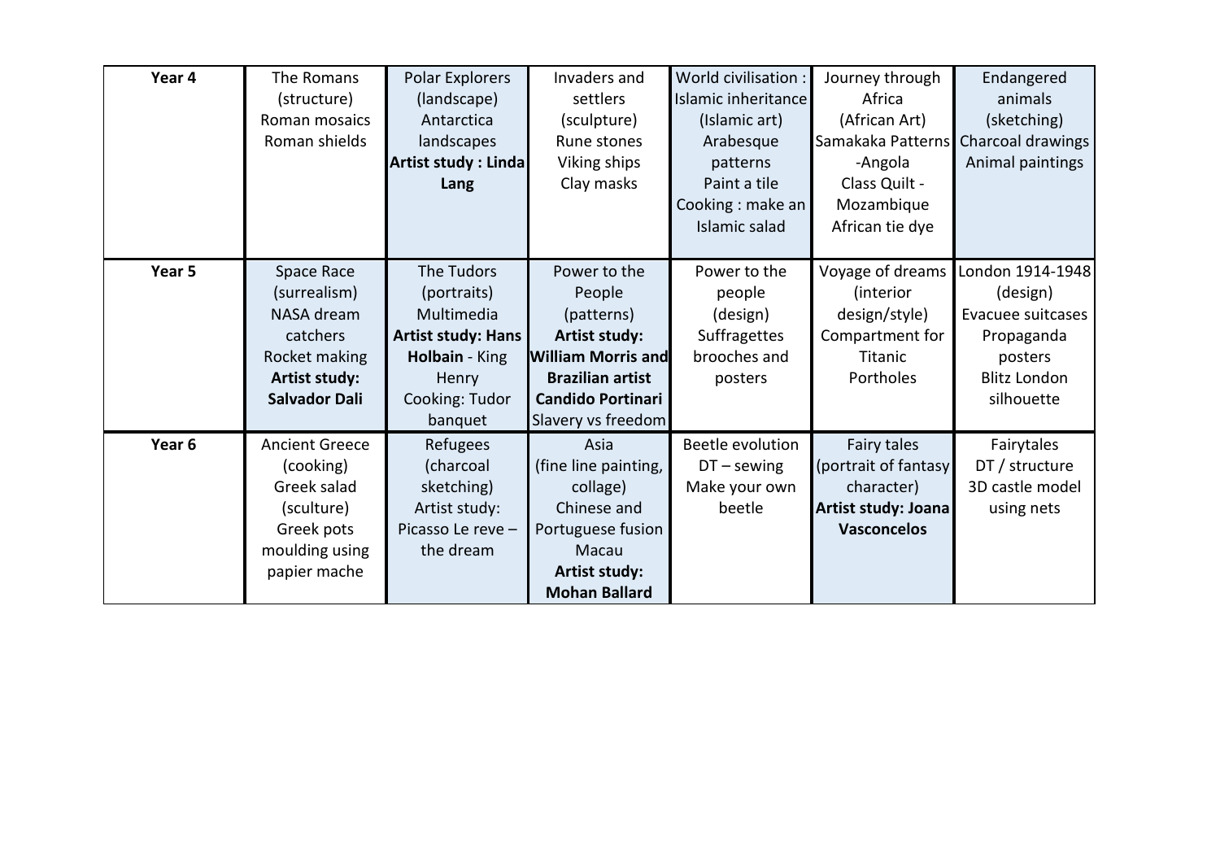| | | | | | | |
|---|---|---|---|---|---|---|
| **Year 4** | The Romans (structure) Roman mosaics Roman shields | Polar Explorers (landscape) Antarctica landscapes **Artist study : Linda Lang** | Invaders and settlers (sculpture) Rune stones Viking ships Clay masks | World civilisation : Islamic inheritance (Islamic art) Arabesque patterns Paint a tile Cooking : make an Islamic salad | Journey through Africa (African Art) Samakaka Patterns -Angola Class Quilt - Mozambique African tie dye | Endangered animals (sketching) Charcoal drawings Animal paintings |
| **Year 5** | Space Race (surrealism) NASA dream catchers Rocket making **Artist study: Salvador Dali** | The Tudors (portraits) Multimedia **Artist study: Hans Holbain** - King Henry Cooking: Tudor banquet | Power to the People (patterns) **Artist study: William Morris and Brazilian artist Candido Portinari** Slavery vs freedom | Power to the people (design) Suffragettes brooches and posters | Voyage of dreams (interior design/style) Compartment for Titanic Portholes | London 1914-1948 (design) Evacuee suitcases Propaganda posters Blitz London silhouette |
| **Year 6** | Ancient Greece (cooking) Greek salad (sculture) Greek pots moulding using papier mache | Refugees (charcoal sketching) Artist study: Picasso Le reve – the dream | Asia (fine line painting, collage) Chinese and Portuguese fusion Macau **Artist study: Mohan Ballard** | Beetle evolution DT – sewing Make your own beetle | Fairy tales (portrait of fantasy character) **Artist study: Joana Vasconcelos** | Fairytales DT / structure 3D castle model using nets |